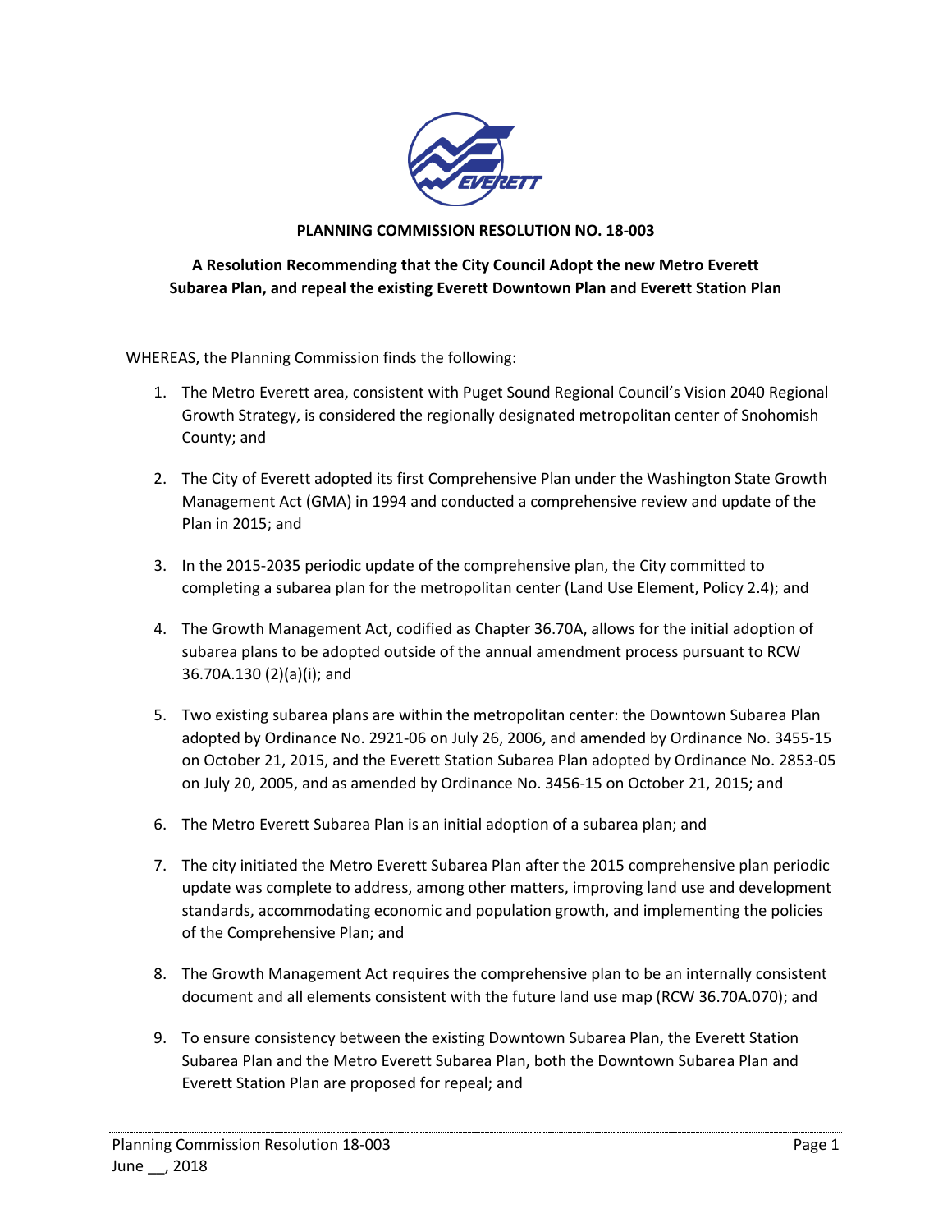**PLANNING COMMISSION RESOLUTION NO. 18-003**

**A Resolution Recommending that the City Council Adopt the new Metro Everett Subarea Plan, and repeal the existing Everett Downtown Plan and Everett Station Plan**

WHEREAS, the Planning Commission finds the following:

1. The Metro Everett area, consistent with Puget Sound Regional Council's Vision 2040 Regional Growth Strategy, is considered the regionally designated metropolitan center of Snohomish County; and

2. The City of Everett adopted its first Comprehensive Plan under the Washington State Growth Management Act (GMA) in 1994 and conducted a comprehensive review and update of the Plan in 2015; and

3. In the 2015-2035 periodic update of the comprehensive plan, the City committed to completing a subarea plan for the metropolitan center (Land Use Element, Policy 2.4); and

4. The Growth Management Act, codified as Chapter 36.70A, allows for the initial adoption of subarea plans to be adopted outside of the annual amendment process pursuant to RCW 36.70A.130 (2)(a)(i); and

5. Two existing subarea plans are within the metropolitan center: the Downtown Subarea Plan adopted by Ordinance No. 2921-06 on July 26, 2006, and amended by Ordinance No. 3455-15 on October 21, 2015, and the Everett Station Subarea Plan adopted by Ordinance No. 2853-05 on July 20, 2005, and as amended by Ordinance No. 3456-15 on October 21, 2015; and

6. The Metro Everett Subarea Plan is an initial adoption of a subarea plan; and

7. The city initiated the Metro Everett Subarea Plan after the 2015 comprehensive plan periodic update was complete to address, among other matters, improving land use and development standards, accommodating economic and population growth, and implementing the policies of the Comprehensive Plan; and

8. The Growth Management Act requires the comprehensive plan to be an internally consistent document and all elements consistent with the future land use map (RCW 36.70A.070); and

9. To ensure consistency between the existing Downtown Subarea Plan, the Everett Station Subarea Plan and the Metro Everett Subarea Plan, both the Downtown Subarea Plan and Everett Station Plan are proposed for repeal; and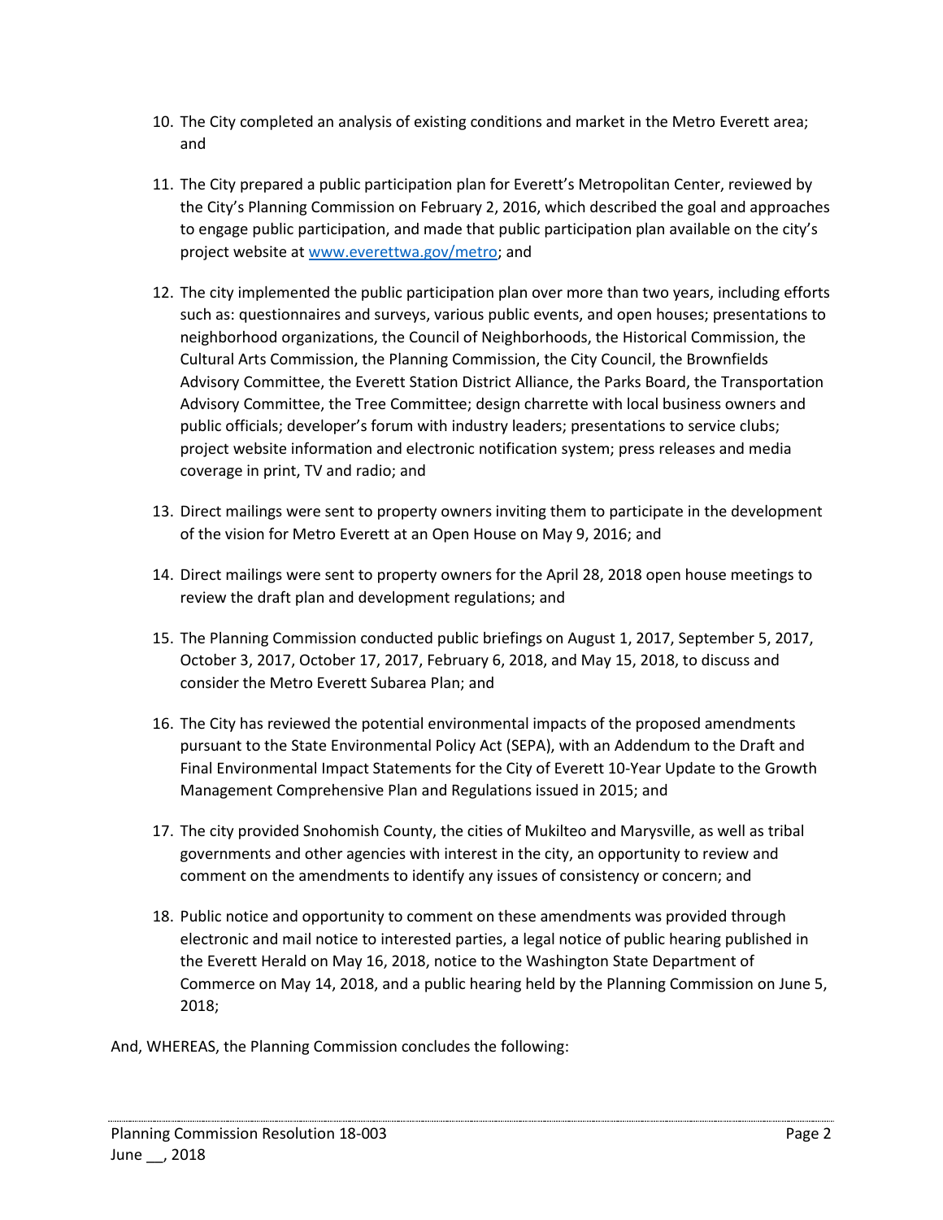10. The City completed an analysis of existing conditions and market in the Metro Everett area; and

11. The City prepared a public participation plan for Everett's Metropolitan Center, reviewed by the City's Planning Commission on February 2, 2016, which described the goal and approaches to engage public participation, and made that public participation plan available on the city's project website at [www.everettwa.gov/metro](www.everettwa.gov/metro); and

12. The city implemented the public participation plan over more than two years, including efforts such as: questionnaires and surveys, various public events, and open houses; presentations to neighborhood organizations, the Council of Neighborhoods, the Historical Commission, the Cultural Arts Commission, the Planning Commission, the City Council, the Brownfields Advisory Committee, the Everett Station District Alliance, the Parks Board, the Transportation Advisory Committee, the Tree Committee; design charrette with local business owners and public officials; developer's forum with industry leaders; presentations to service clubs; project website information and electronic notification system; press releases and media coverage in print, TV and radio; and

13. Direct mailings were sent to property owners inviting them to participate in the development of the vision for Metro Everett at an Open House on May 9, 2016; and

14. Direct mailings were sent to property owners for the April 28, 2018 open house meetings to review the draft plan and development regulations; and

15. The Planning Commission conducted public briefings on August 1, 2017, September 5, 2017, October 3, 2017, October 17, 2017, February 6, 2018, and May 15, 2018, to discuss and consider the Metro Everett Subarea Plan; and

16. The City has reviewed the potential environmental impacts of the proposed amendments pursuant to the State Environmental Policy Act (SEPA), with an Addendum to the Draft and Final Environmental Impact Statements for the City of Everett 10-Year Update to the Growth Management Comprehensive Plan and Regulations issued in 2015; and

17. The city provided Snohomish County, the cities of Mukilteo and Marysville, as well as tribal governments and other agencies with interest in the city, an opportunity to review and comment on the amendments to identify any issues of consistency or concern; and

18. Public notice and opportunity to comment on these amendments was provided through electronic and mail notice to interested parties, a legal notice of public hearing published in the Everett Herald on May 16, 2018, notice to the Washington State Department of Commerce on May 14, 2018, and a public hearing held by the Planning Commission on June 5, 2018;

And, WHEREAS, the Planning Commission concludes the following: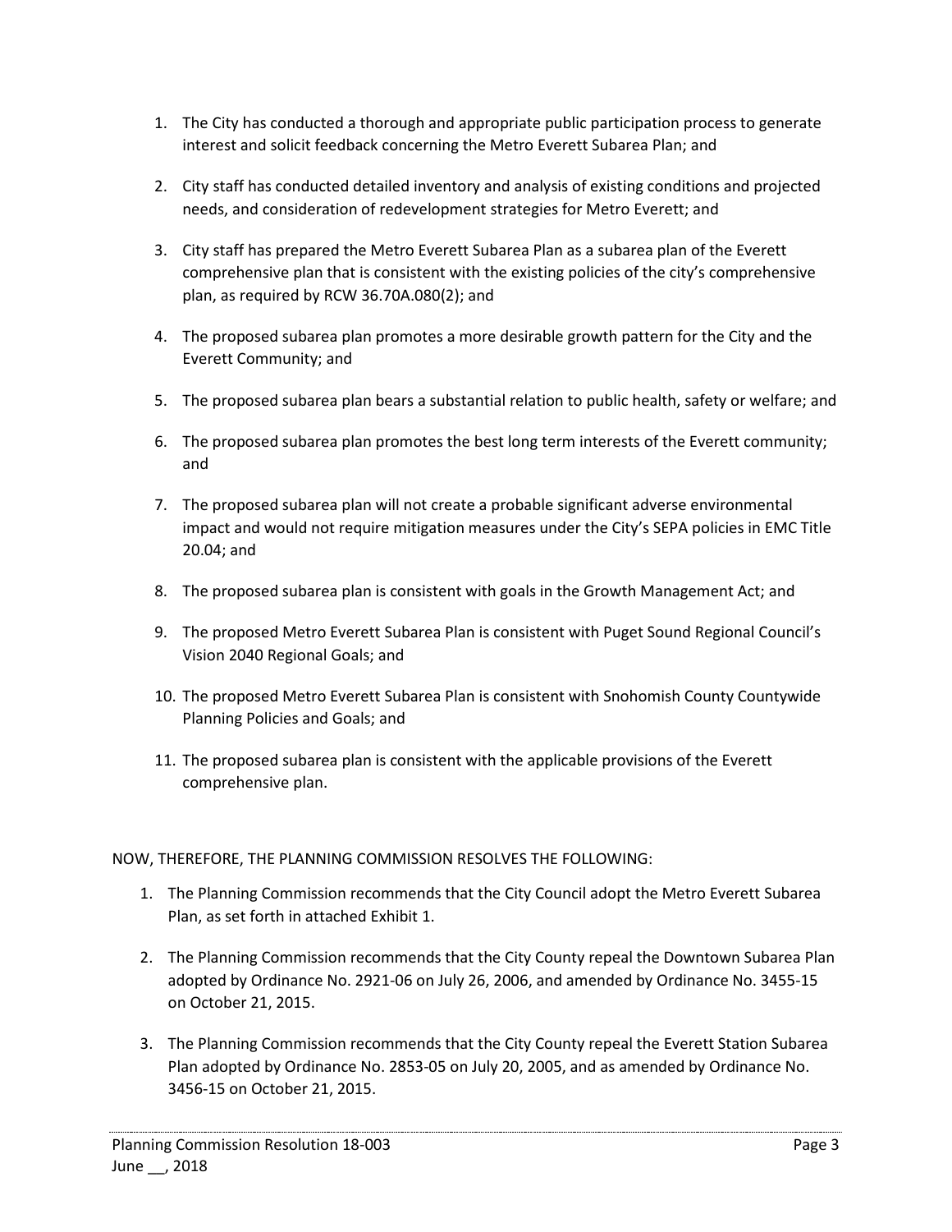1. The City has conducted a thorough and appropriate public participation process to generate interest and solicit feedback concerning the Metro Everett Subarea Plan; and

2. City staff has conducted detailed inventory and analysis of existing conditions and projected needs, and consideration of redevelopment strategies for Metro Everett; and

3. City staff has prepared the Metro Everett Subarea Plan as a subarea plan of the Everett comprehensive plan that is consistent with the existing policies of the city's comprehensive plan, as required by RCW 36.70A.080(2); and

4. The proposed subarea plan promotes a more desirable growth pattern for the City and the Everett Community; and

5. The proposed subarea plan bears a substantial relation to public health, safety or welfare; and

6. The proposed subarea plan promotes the best long term interests of the Everett community; and

7. The proposed subarea plan will not create a probable significant adverse environmental impact and would not require mitigation measures under the City's SEPA policies in EMC Title 20.04; and

8. The proposed subarea plan is consistent with goals in the Growth Management Act; and

9. The proposed Metro Everett Subarea Plan is consistent with Puget Sound Regional Council's Vision 2040 Regional Goals; and

10. The proposed Metro Everett Subarea Plan is consistent with Snohomish County Countywide Planning Policies and Goals; and

11. The proposed subarea plan is consistent with the applicable provisions of the Everett comprehensive plan.

NOW, THEREFORE, THE PLANNING COMMISSION RESOLVES THE FOLLOWING:

1. The Planning Commission recommends that the City Council adopt the Metro Everett Subarea Plan, as set forth in attached Exhibit 1.

2. The Planning Commission recommends that the City County repeal the Downtown Subarea Plan adopted by Ordinance No. 2921-06 on July 26, 2006, and amended by Ordinance No. 3455-15 on October 21, 2015.

3. The Planning Commission recommends that the City County repeal the Everett Station Subarea Plan adopted by Ordinance No. 2853-05 on July 20, 2005, and as amended by Ordinance No. 3456-15 on October 21, 2015.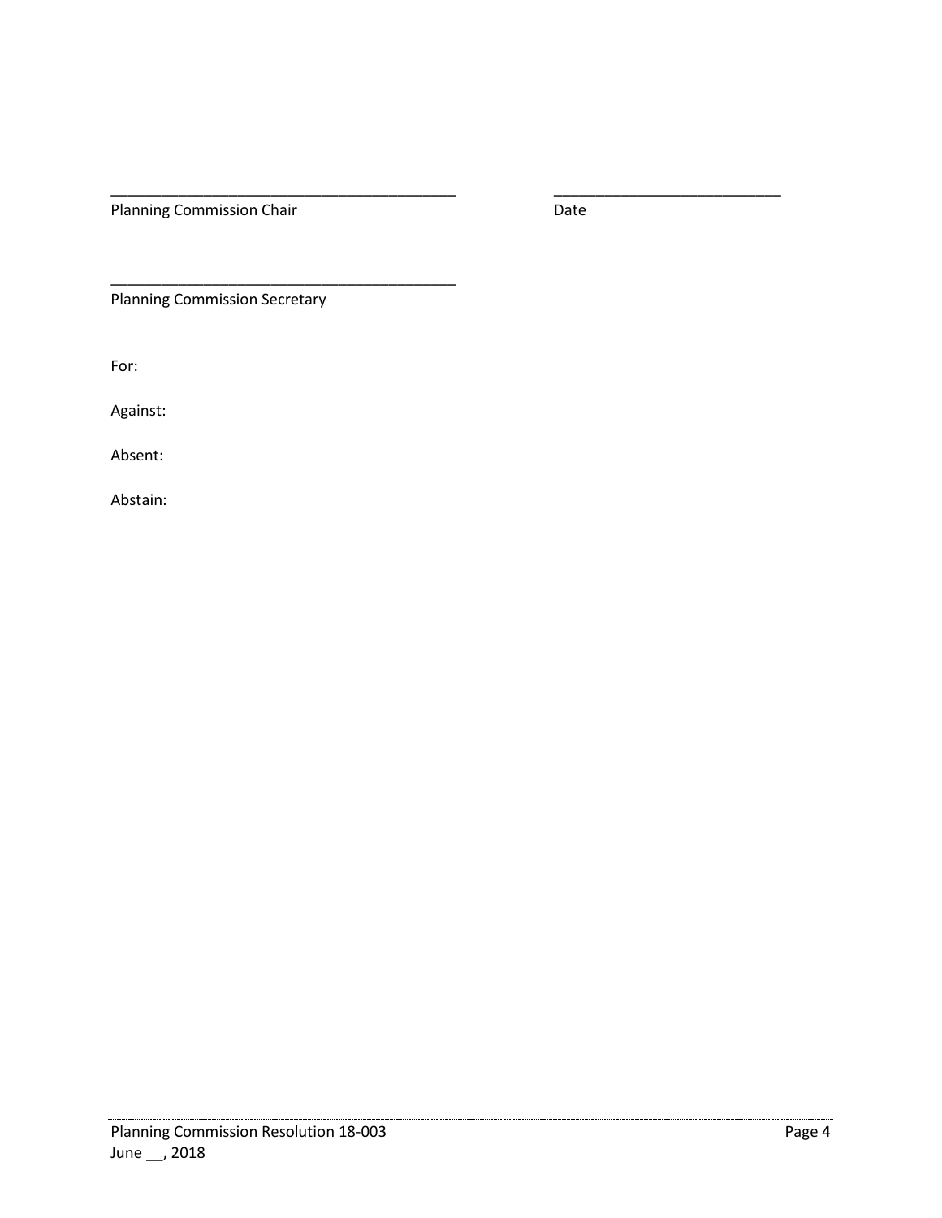\_\_\_\_\_\_\_\_\_\_\_\_\_\_\_\_\_\_\_\_\_\_\_\_\_\_\_\_\_\_\_\_\_\_\_\_\_\_\_\_\_\_\_ \_\_\_\_\_\_\_\_\_\_\_\_\_\_\_\_\_\_\_\_\_\_\_\_\_\_\_\_\_\_

Planning Commission Chair Date

\_\_\_\_\_\_\_\_\_\_\_\_\_\_\_\_\_\_\_\_\_\_\_\_\_\_\_\_\_\_\_\_\_\_\_\_\_\_\_\_\_\_\_

Planning Commission Secretary

For:

Against:

Absent:

Abstain: